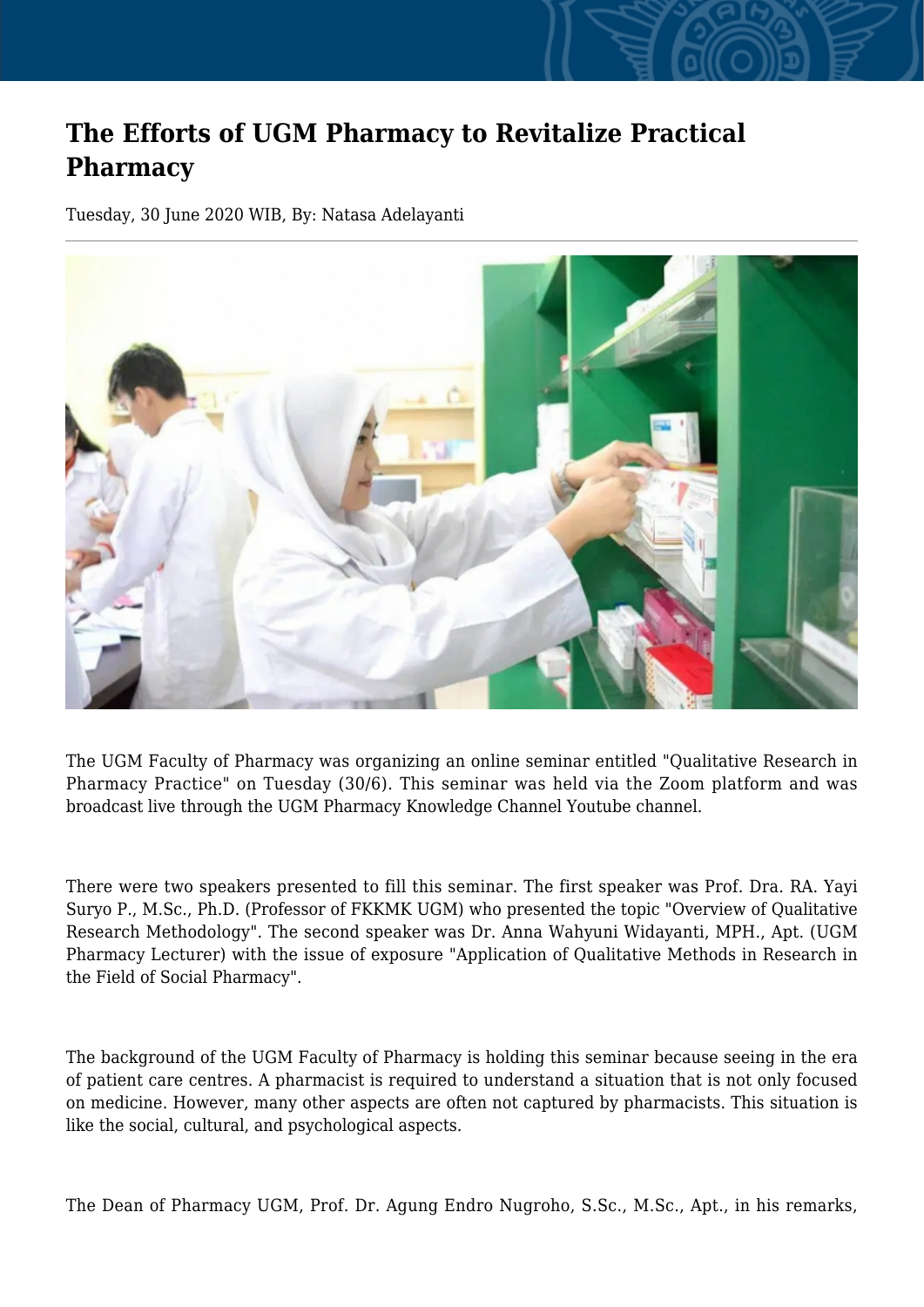# The Efforts of UGM Pharmacy to Revitalize Practical Pharmacy

Tuesday, 30 June 2020 WIB, By: Natasa Adelayanti

The UGM Faculty of Pharmacy was organizing an online seminar entitled "Qualitative Research in Pharmacy Practice" on Tuesday (30/6). This seminar was held via the Zoom platform and was broadcast live through the UGM Pharmacy Knowledge Channel Youtube channel.

There were two speakers presented to fill this seminar. The first speaker was Prof. Dra. RA. Yayi Suryo P., M.Sc., Ph.D. (Professor of FKKMK UGM) who presented the topic "Overview of Qualitative Research Methodology". The second speaker was Dr. Anna Wahyuni Widayanti, MPH., Apt. (UGM Pharmacy Lecturer) with the issue of exposure "Application of Qualitative Methods in Research in the Field of Social Pharmacy".

The background of the UGM Faculty of Pharmacy is holding this seminar because seeing in the era of patient care centres. A pharmacist is required to understand a situation that is not only focused on medicine. However, many other aspects are often not captured by pharmacists. This situation is like the social, cultural, and psychological aspects.

The Dean of Pharmacy UGM, Prof. Dr. Agung Endro Nugroho, S.Sc., M.Sc., Apt., in his remarks,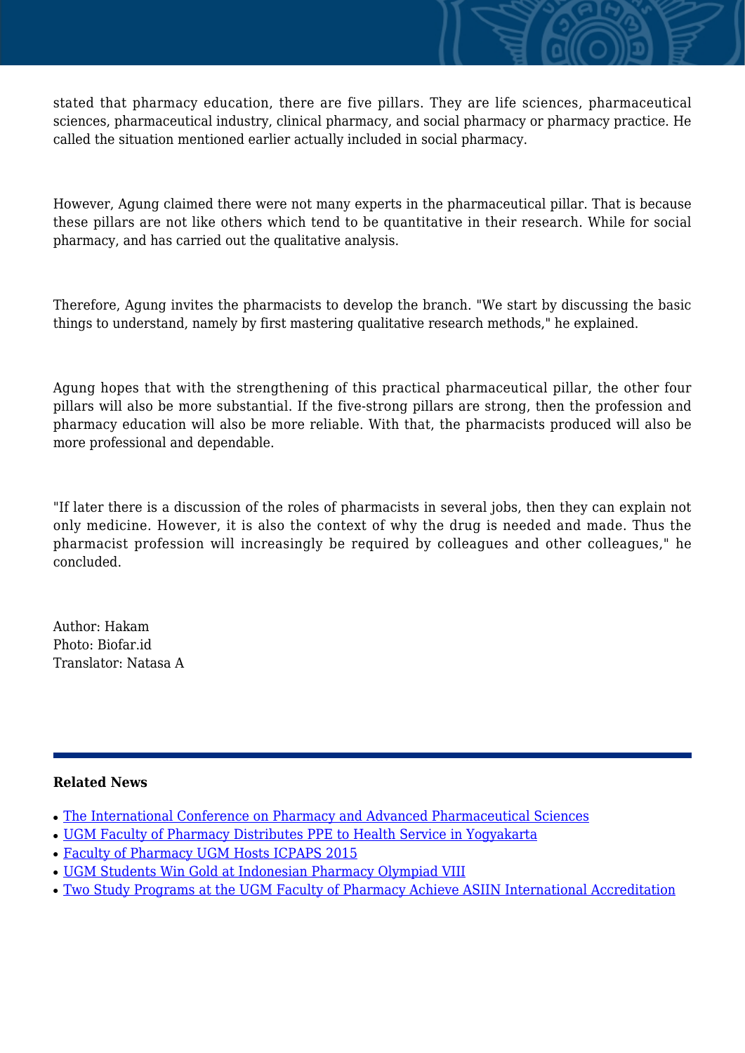stated that pharmacy education, there are five pillars. They are life sciences, pharmaceutical sciences, pharmaceutical industry, clinical pharmacy, and social pharmacy or pharmacy practice. He called the situation mentioned earlier actually included in social pharmacy.

However, Agung claimed there were not many experts in the pharmaceutical pillar. That is because these pillars are not like others which tend to be quantitative in their research. While for social pharmacy, and has carried out the qualitative analysis.

Therefore, Agung invites the pharmacists to develop the branch. "We start by discussing the basic things to understand, namely by first mastering qualitative research methods," he explained.

Agung hopes that with the strengthening of this practical pharmaceutical pillar, the other four pillars will also be more substantial. If the five-strong pillars are strong, then the profession and pharmacy education will also be more reliable. With that, the pharmacists produced will also be more professional and dependable.

"If later there is a discussion of the roles of pharmacists in several jobs, then they can explain not only medicine. However, it is also the context of why the drug is needed and made. Thus the pharmacist profession will increasingly be required by colleagues and other colleagues," he concluded.

Author: Hakam
Photo: Biofar.id
Translator: Natasa A

---

### Related News

- The International Conference on Pharmacy and Advanced Pharmaceutical Sciences
- UGM Faculty of Pharmacy Distributes PPE to Health Service in Yogyakarta
- Faculty of Pharmacy UGM Hosts ICPAPS 2015
- UGM Students Win Gold at Indonesian Pharmacy Olympiad VIII
- Two Study Programs at the UGM Faculty of Pharmacy Achieve ASIIN International Accreditation